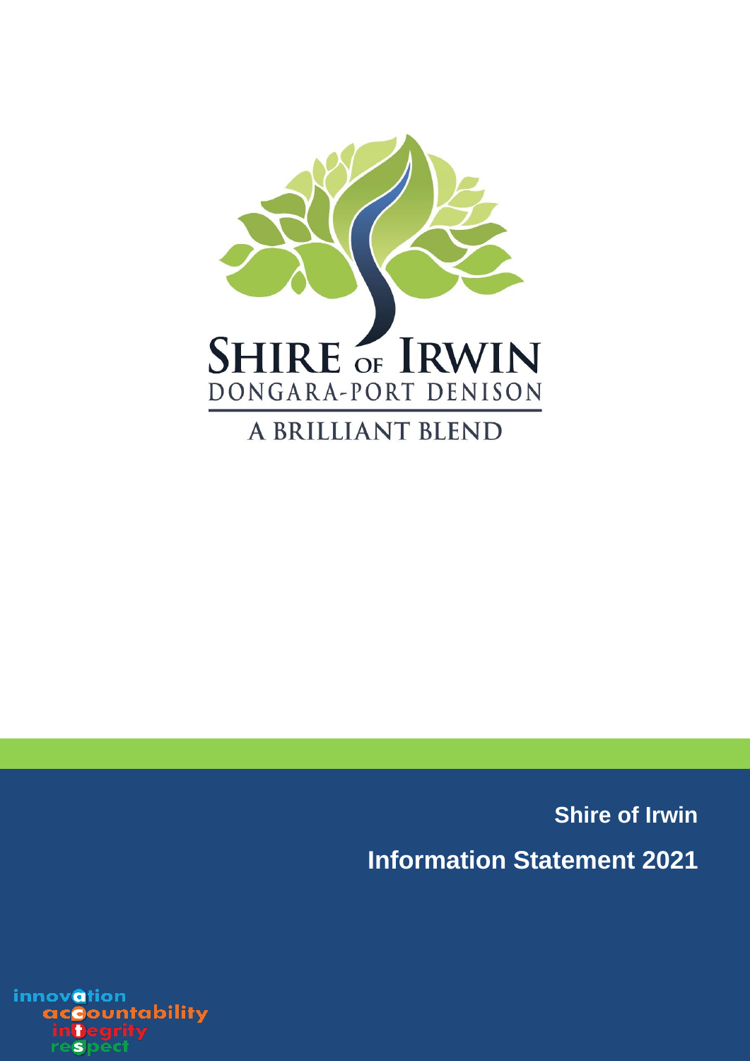SHIRE OF IRWIN
DONGARA-PORT DENISON
A BRILLIANT BLEND

**Shire of Irwin**

# Information Statement 2021

innovation
accountability
integrity
respect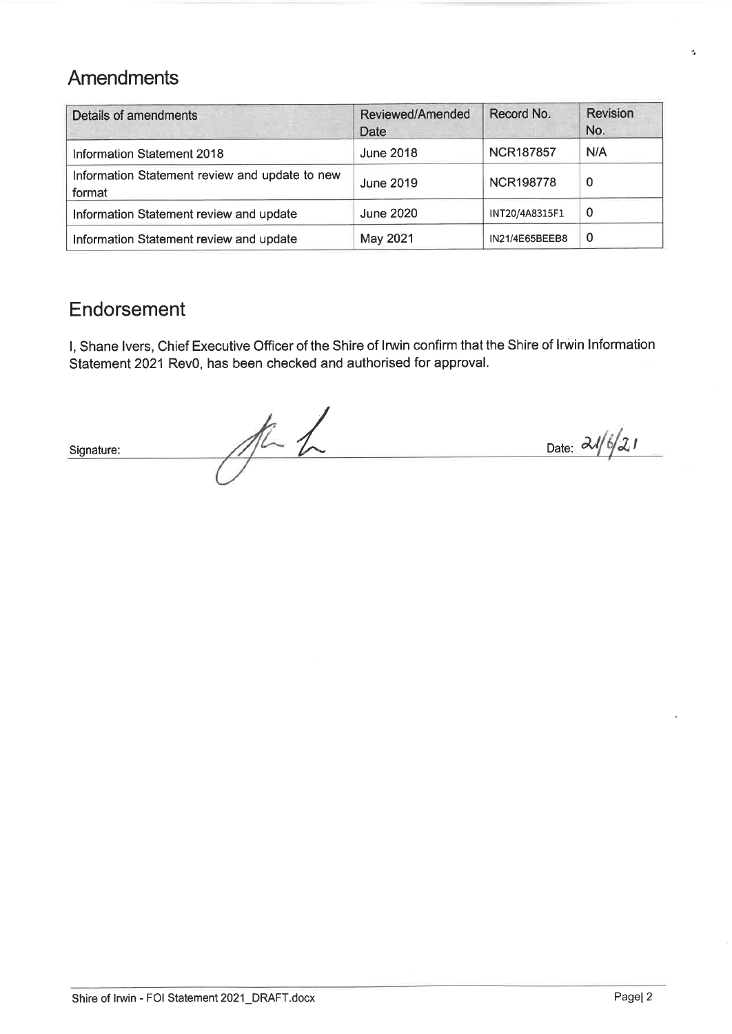## Amendments

| Details of amendments | Reviewed/Amended Date | Record No. | Revision No. |
|---|---|---|---|
| Information Statement 2018 | June 2018 | NCR187857 | N/A |
| Information Statement review and update to new format | June 2019 | NCR198778 | 0 |
| Information Statement review and update | June 2020 | INT20/4A8315F1 | 0 |
| Information Statement review and update | May 2021 | IN21/4E65BEEB8 | 0 |

## Endorsement

I, Shane Ivers, Chief Executive Officer of the Shire of Irwin confirm that the Shire of Irwin Information Statement 2021 Rev0, has been checked and authorised for approval.

Signature: ____________________ Date: 21/6/21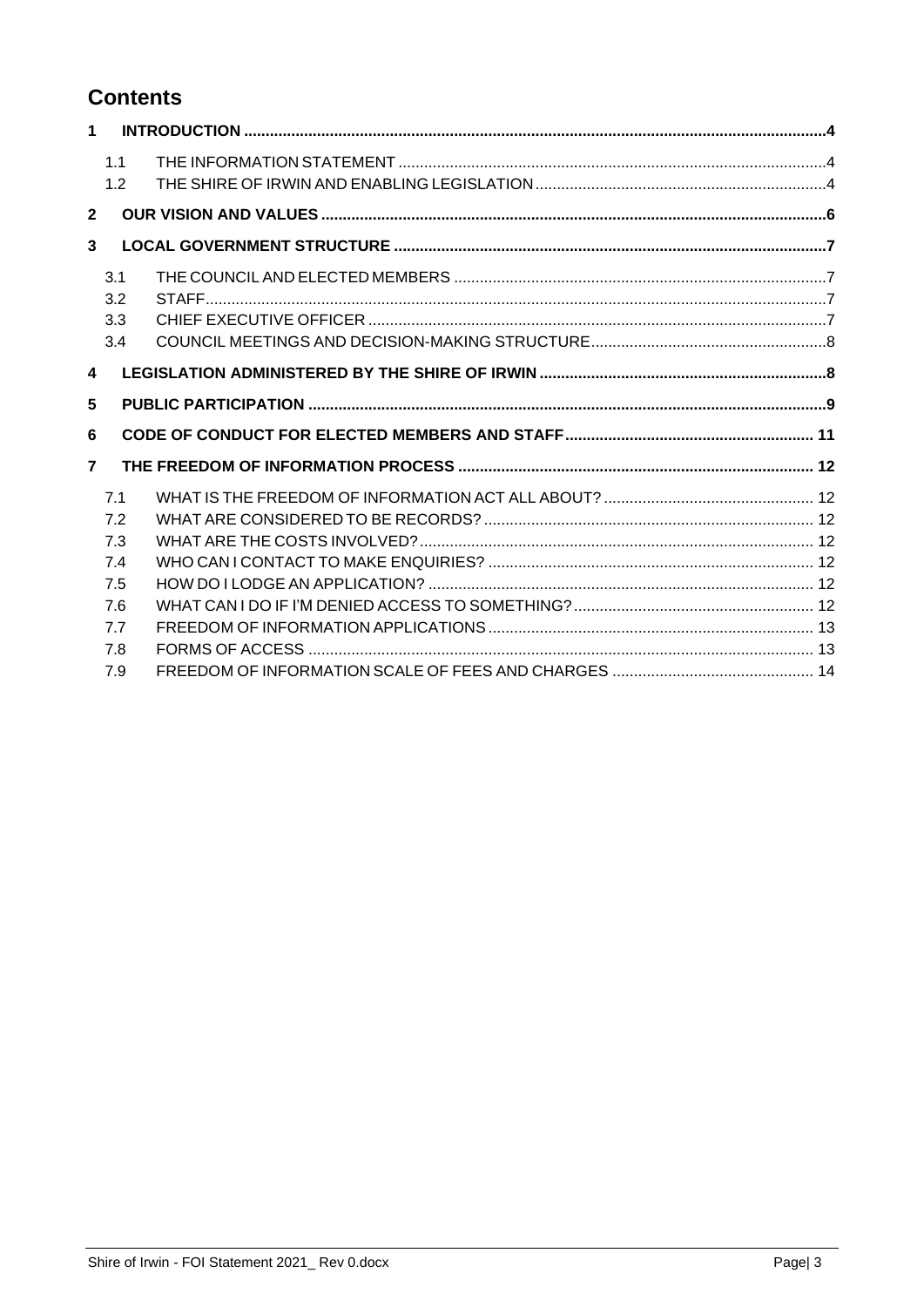# Contents

**1 INTRODUCTION** .................................................. 4

- 1.1 THE INFORMATION STATEMENT .................................................. 4
- 1.2 THE SHIRE OF IRWIN AND ENABLING LEGISLATION .................................................. 4

**2 OUR VISION AND VALUES** .................................................. 6

**3 LOCAL GOVERNMENT STRUCTURE** .................................................. 7

- 3.1 THE COUNCIL AND ELECTED MEMBERS .................................................. 7
- 3.2 STAFF .................................................. 7
- 3.3 CHIEF EXECUTIVE OFFICER .................................................. 7
- 3.4 COUNCIL MEETINGS AND DECISION-MAKING STRUCTURE .................................................. 8

**4 LEGISLATION ADMINISTERED BY THE SHIRE OF IRWIN** .................................................. 8

**5 PUBLIC PARTICIPATION** .................................................. 9

**6 CODE OF CONDUCT FOR ELECTED MEMBERS AND STAFF** .................................................. 11

**7 THE FREEDOM OF INFORMATION PROCESS** .................................................. 12

- 7.1 WHAT IS THE FREEDOM OF INFORMATION ACT ALL ABOUT? .................................................. 12
- 7.2 WHAT ARE CONSIDERED TO BE RECORDS? .................................................. 12
- 7.3 WHAT ARE THE COSTS INVOLVED? .................................................. 12
- 7.4 WHO CAN I CONTACT TO MAKE ENQUIRIES? .................................................. 12
- 7.5 HOW DO I LODGE AN APPLICATION? .................................................. 12
- 7.6 WHAT CAN I DO IF I'M DENIED ACCESS TO SOMETHING? .................................................. 12
- 7.7 FREEDOM OF INFORMATION APPLICATIONS .................................................. 13
- 7.8 FORMS OF ACCESS .................................................. 13
- 7.9 FREEDOM OF INFORMATION SCALE OF FEES AND CHARGES .................................................. 14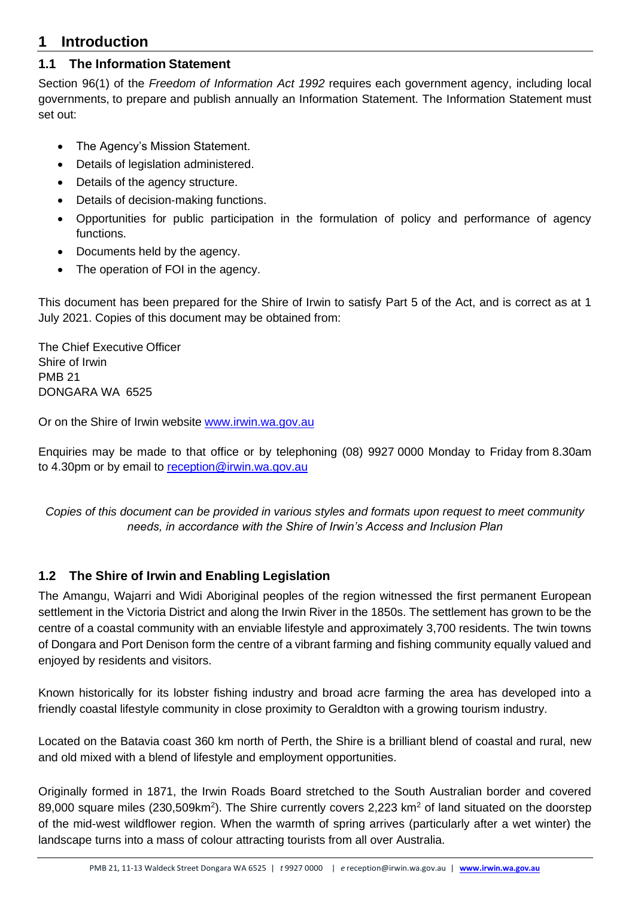# 1 Introduction

## 1.1 The Information Statement

Section 96(1) of the *Freedom of Information Act 1992* requires each government agency, including local governments, to prepare and publish annually an Information Statement. The Information Statement must set out:

- The Agency's Mission Statement.
- Details of legislation administered.
- Details of the agency structure.
- Details of decision-making functions.
- Opportunities for public participation in the formulation of policy and performance of agency functions.
- Documents held by the agency.
- The operation of FOI in the agency.

This document has been prepared for the Shire of Irwin to satisfy Part 5 of the Act, and is correct as at 1 July 2021. Copies of this document may be obtained from:

The Chief Executive Officer
Shire of Irwin
PMB 21
DONGARA WA 6525

Or on the Shire of Irwin website [www.irwin.wa.gov.au](http://www.irwin.wa.gov.au)

Enquiries may be made to that office or by telephoning (08) 9927 0000 Monday to Friday from 8.30am to 4.30pm or by email to [reception@irwin.wa.gov.au](mailto:reception@irwin.wa.gov.au)

*Copies of this document can be provided in various styles and formats upon request to meet community needs, in accordance with the Shire of Irwin's Access and Inclusion Plan*

## 1.2 The Shire of Irwin and Enabling Legislation

The Amangu, Wajarri and Widi Aboriginal peoples of the region witnessed the first permanent European settlement in the Victoria District and along the Irwin River in the 1850s. The settlement has grown to be the centre of a coastal community with an enviable lifestyle and approximately 3,700 residents. The twin towns of Dongara and Port Denison form the centre of a vibrant farming and fishing community equally valued and enjoyed by residents and visitors.

Known historically for its lobster fishing industry and broad acre farming the area has developed into a friendly coastal lifestyle community in close proximity to Geraldton with a growing tourism industry.

Located on the Batavia coast 360 km north of Perth, the Shire is a brilliant blend of coastal and rural, new and old mixed with a blend of lifestyle and employment opportunities.

Originally formed in 1871, the Irwin Roads Board stretched to the South Australian border and covered 89,000 square miles (230,509km$^2$). The Shire currently covers 2,223 km$^2$ of land situated on the doorstep of the mid-west wildflower region. When the warmth of spring arrives (particularly after a wet winter) the landscape turns into a mass of colour attracting tourists from all over Australia.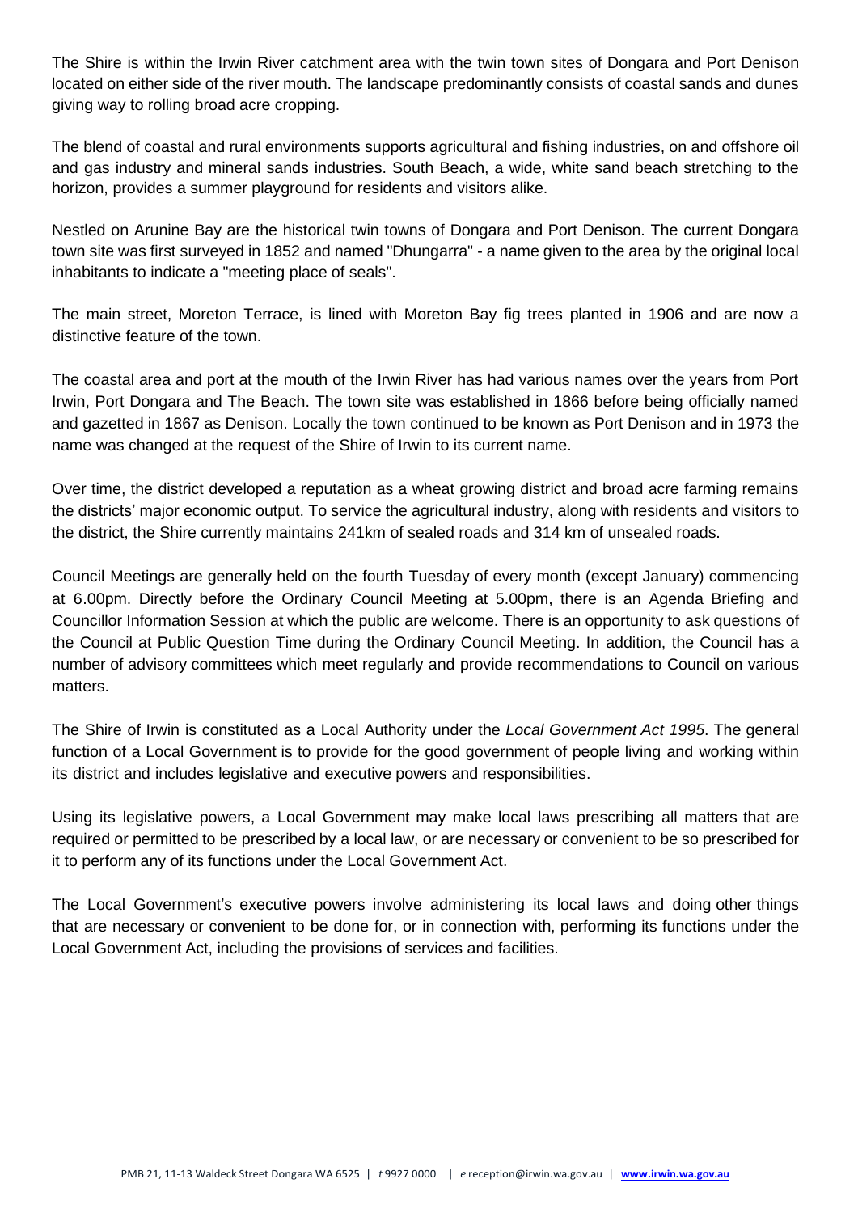The Shire is within the Irwin River catchment area with the twin town sites of Dongara and Port Denison located on either side of the river mouth. The landscape predominantly consists of coastal sands and dunes giving way to rolling broad acre cropping.

The blend of coastal and rural environments supports agricultural and fishing industries, on and offshore oil and gas industry and mineral sands industries. South Beach, a wide, white sand beach stretching to the horizon, provides a summer playground for residents and visitors alike.

Nestled on Arunine Bay are the historical twin towns of Dongara and Port Denison. The current Dongara town site was first surveyed in 1852 and named "Dhungarra" - a name given to the area by the original local inhabitants to indicate a "meeting place of seals".

The main street, Moreton Terrace, is lined with Moreton Bay fig trees planted in 1906 and are now a distinctive feature of the town.

The coastal area and port at the mouth of the Irwin River has had various names over the years from Port Irwin, Port Dongara and The Beach. The town site was established in 1866 before being officially named and gazetted in 1867 as Denison. Locally the town continued to be known as Port Denison and in 1973 the name was changed at the request of the Shire of Irwin to its current name.

Over time, the district developed a reputation as a wheat growing district and broad acre farming remains the districts' major economic output. To service the agricultural industry, along with residents and visitors to the district, the Shire currently maintains 241km of sealed roads and 314 km of unsealed roads.

Council Meetings are generally held on the fourth Tuesday of every month (except January) commencing at 6.00pm. Directly before the Ordinary Council Meeting at 5.00pm, there is an Agenda Briefing and Councillor Information Session at which the public are welcome. There is an opportunity to ask questions of the Council at Public Question Time during the Ordinary Council Meeting. In addition, the Council has a number of advisory committees which meet regularly and provide recommendations to Council on various matters.

The Shire of Irwin is constituted as a Local Authority under the *Local Government Act 1995*. The general function of a Local Government is to provide for the good government of people living and working within its district and includes legislative and executive powers and responsibilities.

Using its legislative powers, a Local Government may make local laws prescribing all matters that are required or permitted to be prescribed by a local law, or are necessary or convenient to be so prescribed for it to perform any of its functions under the Local Government Act.

The Local Government's executive powers involve administering its local laws and doing other things that are necessary or convenient to be done for, or in connection with, performing its functions under the Local Government Act, including the provisions of services and facilities.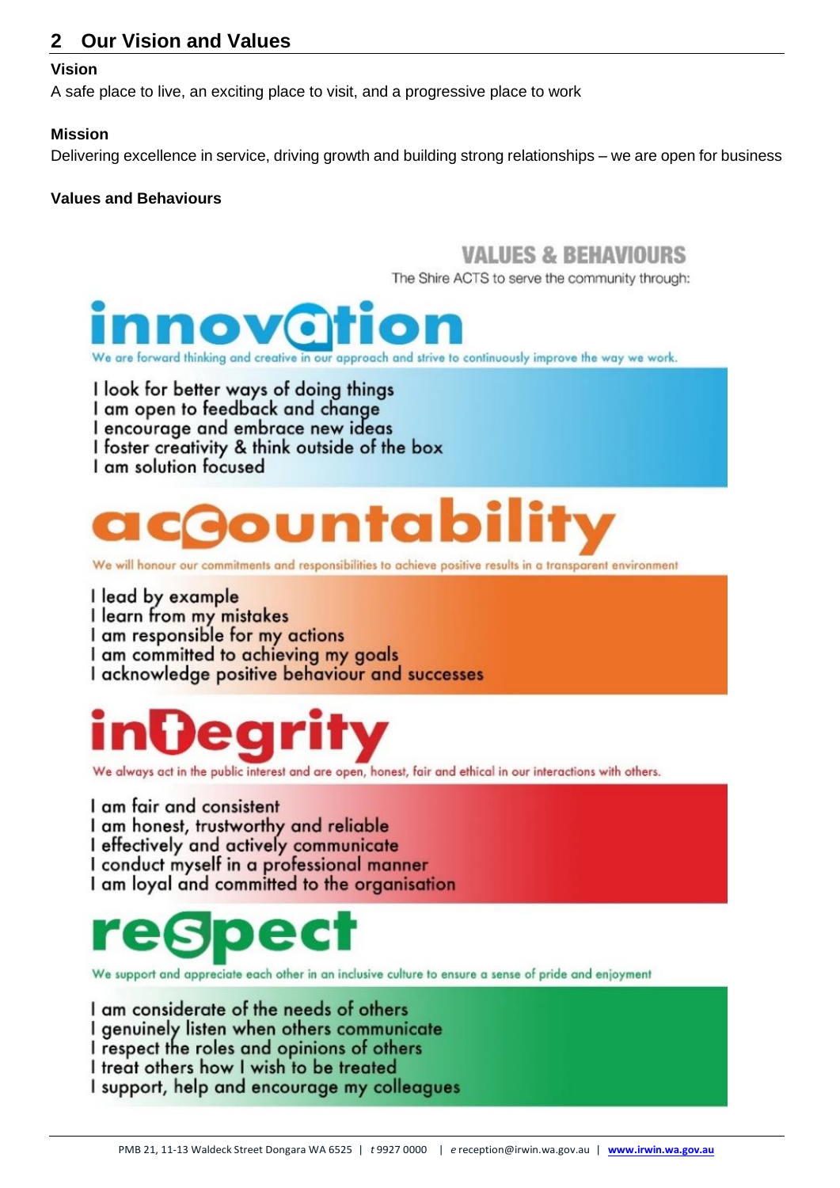## 2 Our Vision and Values

### Vision

A safe place to live, an exciting place to visit, and a progressive place to work

### Mission

Delivering excellence in service, driving growth and building strong relationships – we are open for business

### Values and Behaviours

**VALUES & BEHAVIOURS**

The Shire ACTS to serve the community through:

**innovation**

We are forward thinking and creative in our approach and strive to continuously improve the way we work.

- I look for better ways of doing things
- I am open to feedback and change
- I encourage and embrace new ideas
- I foster creativity & think outside of the box
- I am solution focused

**accountability**

We will honour our commitments and responsibilities to achieve positive results in a transparent environment

- I lead by example
- I learn from my mistakes
- I am responsible for my actions
- I am committed to achieving my goals
- I acknowledge positive behaviour and successes

**integrity**

We always act in the public interest and are open, honest, fair and ethical in our interactions with others.

- I am fair and consistent
- I am honest, trustworthy and reliable
- I effectively and actively communicate
- I conduct myself in a professional manner
- I am loyal and committed to the organisation

**respect**

We support and appreciate each other in an inclusive culture to ensure a sense of pride and enjoyment

- I am considerate of the needs of others
- I genuinely listen when others communicate
- I respect the roles and opinions of others
- I treat others how I wish to be treated
- I support, help and encourage my colleagues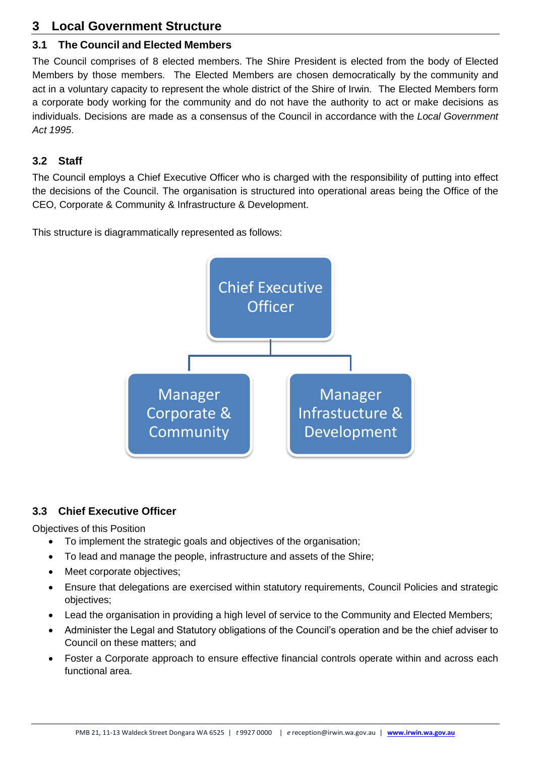# 3 Local Government Structure

## 3.1 The Council and Elected Members

The Council comprises of 8 elected members. The Shire President is elected from the body of Elected Members by those members. The Elected Members are chosen democratically by the community and act in a voluntary capacity to represent the whole district of the Shire of Irwin. The Elected Members form a corporate body working for the community and do not have the authority to act or make decisions as individuals. Decisions are made as a consensus of the Council in accordance with the *Local Government Act 1995*.

## 3.2 Staff

The Council employs a Chief Executive Officer who is charged with the responsibility of putting into effect the decisions of the Council. The organisation is structured into operational areas being the Office of the CEO, Corporate & Community & Infrastructure & Development.

This structure is diagrammatically represented as follows:

- Chief Executive Officer
  - Manager Corporate & Community
  - Manager Infrastucture & Development

## 3.3 Chief Executive Officer

Objectives of this Position

- To implement the strategic goals and objectives of the organisation;
- To lead and manage the people, infrastructure and assets of the Shire;
- Meet corporate objectives;
- Ensure that delegations are exercised within statutory requirements, Council Policies and strategic objectives;
- Lead the organisation in providing a high level of service to the Community and Elected Members;
- Administer the Legal and Statutory obligations of the Council's operation and be the chief adviser to Council on these matters; and
- Foster a Corporate approach to ensure effective financial controls operate within and across each functional area.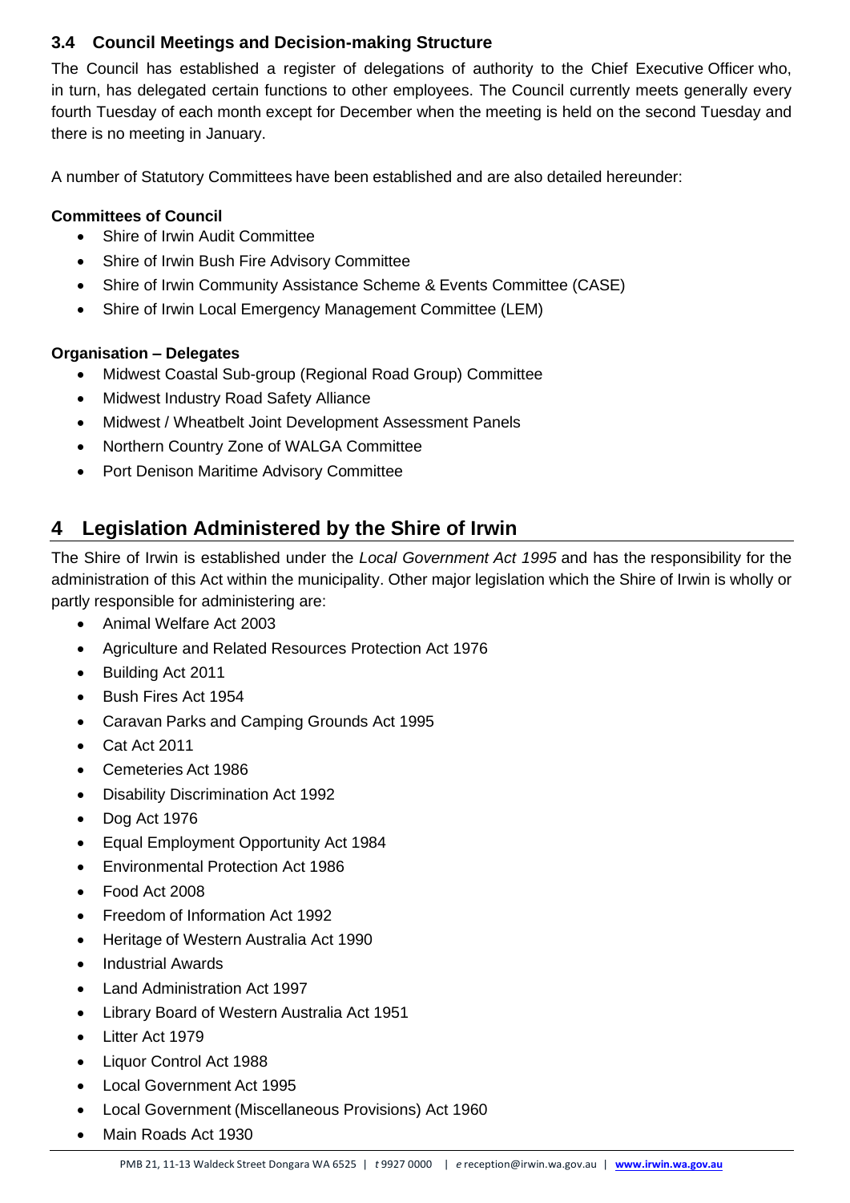### 3.4 Council Meetings and Decision-making Structure

The Council has established a register of delegations of authority to the Chief Executive Officer who, in turn, has delegated certain functions to other employees. The Council currently meets generally every fourth Tuesday of each month except for December when the meeting is held on the second Tuesday and there is no meeting in January.

A number of Statutory Committees have been established and are also detailed hereunder:

**Committees of Council**

- Shire of Irwin Audit Committee
- Shire of Irwin Bush Fire Advisory Committee
- Shire of Irwin Community Assistance Scheme & Events Committee (CASE)
- Shire of Irwin Local Emergency Management Committee (LEM)

**Organisation – Delegates**

- Midwest Coastal Sub-group (Regional Road Group) Committee
- Midwest Industry Road Safety Alliance
- Midwest / Wheatbelt Joint Development Assessment Panels
- Northern Country Zone of WALGA Committee
- Port Denison Maritime Advisory Committee

## 4 Legislation Administered by the Shire of Irwin

The Shire of Irwin is established under the *Local Government Act 1995* and has the responsibility for the administration of this Act within the municipality. Other major legislation which the Shire of Irwin is wholly or partly responsible for administering are:

- Animal Welfare Act 2003
- Agriculture and Related Resources Protection Act 1976
- Building Act 2011
- Bush Fires Act 1954
- Caravan Parks and Camping Grounds Act 1995
- Cat Act 2011
- Cemeteries Act 1986
- Disability Discrimination Act 1992
- Dog Act 1976
- Equal Employment Opportunity Act 1984
- Environmental Protection Act 1986
- Food Act 2008
- Freedom of Information Act 1992
- Heritage of Western Australia Act 1990
- Industrial Awards
- Land Administration Act 1997
- Library Board of Western Australia Act 1951
- Litter Act 1979
- Liquor Control Act 1988
- Local Government Act 1995
- Local Government (Miscellaneous Provisions) Act 1960
- Main Roads Act 1930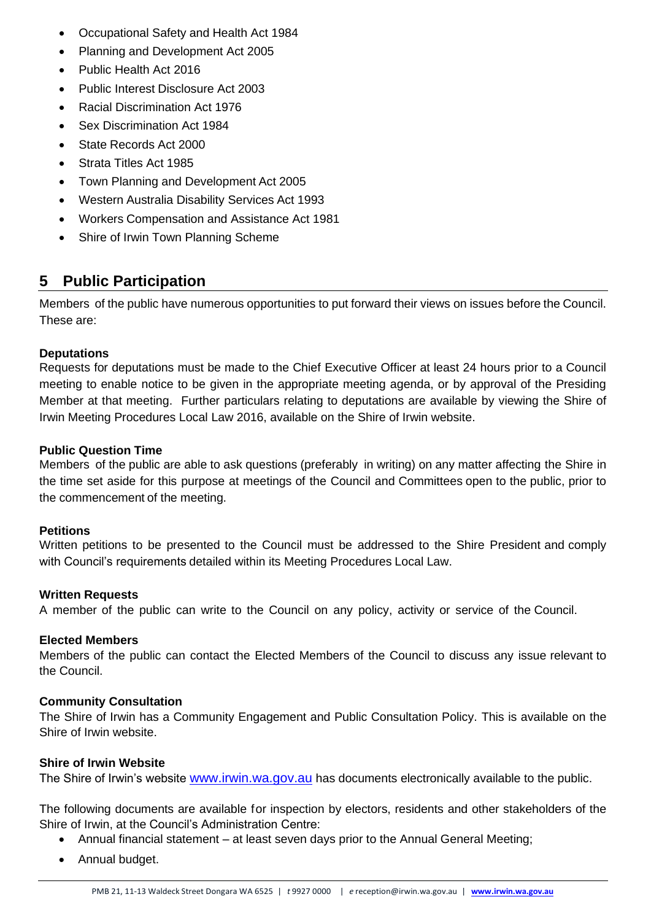- Occupational Safety and Health Act 1984
- Planning and Development Act 2005
- Public Health Act 2016
- Public Interest Disclosure Act 2003
- Racial Discrimination Act 1976
- Sex Discrimination Act 1984
- State Records Act 2000
- Strata Titles Act 1985
- Town Planning and Development Act 2005
- Western Australia Disability Services Act 1993
- Workers Compensation and Assistance Act 1981
- Shire of Irwin Town Planning Scheme

## 5 Public Participation

Members of the public have numerous opportunities to put forward their views on issues before the Council. These are:

**Deputations**
Requests for deputations must be made to the Chief Executive Officer at least 24 hours prior to a Council meeting to enable notice to be given in the appropriate meeting agenda, or by approval of the Presiding Member at that meeting. Further particulars relating to deputations are available by viewing the Shire of Irwin Meeting Procedures Local Law 2016, available on the Shire of Irwin website.

**Public Question Time**
Members of the public are able to ask questions (preferably in writing) on any matter affecting the Shire in the time set aside for this purpose at meetings of the Council and Committees open to the public, prior to the commencement of the meeting.

**Petitions**
Written petitions to be presented to the Council must be addressed to the Shire President and comply with Council's requirements detailed within its Meeting Procedures Local Law.

**Written Requests**
A member of the public can write to the Council on any policy, activity or service of the Council.

**Elected Members**
Members of the public can contact the Elected Members of the Council to discuss any issue relevant to the Council.

**Community Consultation**
The Shire of Irwin has a Community Engagement and Public Consultation Policy. This is available on the Shire of Irwin website.

**Shire of Irwin Website**
The Shire of Irwin's website www.irwin.wa.gov.au has documents electronically available to the public.

The following documents are available for inspection by electors, residents and other stakeholders of the Shire of Irwin, at the Council's Administration Centre:

- Annual financial statement – at least seven days prior to the Annual General Meeting;
- Annual budget.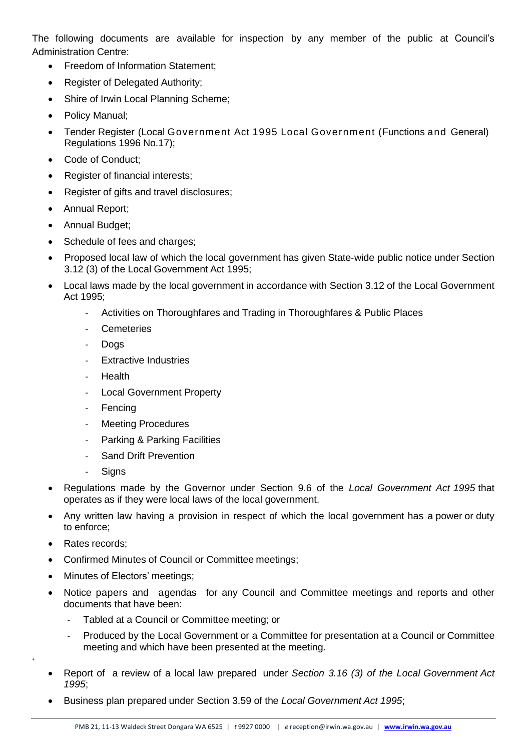The following documents are available for inspection by any member of the public at Council's Administration Centre:

- Freedom of Information Statement;
- Register of Delegated Authority;
- Shire of Irwin Local Planning Scheme;
- Policy Manual;
- Tender Register (Local Government Act 1995 Local Government (Functions and General) Regulations 1996 No.17);
- Code of Conduct;
- Register of financial interests;
- Register of gifts and travel disclosures;
- Annual Report;
- Annual Budget;
- Schedule of fees and charges;
- Proposed local law of which the local government has given State-wide public notice under Section 3.12 (3) of the Local Government Act 1995;
- Local laws made by the local government in accordance with Section 3.12 of the Local Government Act 1995;
  - Activities on Thoroughfares and Trading in Thoroughfares & Public Places
  - Cemeteries
  - Dogs
  - Extractive Industries
  - Health
  - Local Government Property
  - Fencing
  - Meeting Procedures
  - Parking & Parking Facilities
  - Sand Drift Prevention
  - Signs
- Regulations made by the Governor under Section 9.6 of the *Local Government Act 1995* that operates as if they were local laws of the local government.
- Any written law having a provision in respect of which the local government has a power or duty to enforce;
- Rates records;
- Confirmed Minutes of Council or Committee meetings;
- Minutes of Electors' meetings;
- Notice papers and agendas for any Council and Committee meetings and reports and other documents that have been:
  - Tabled at a Council or Committee meeting; or
  - Produced by the Local Government or a Committee for presentation at a Council or Committee meeting and which have been presented at the meeting.
- Report of a review of a local law prepared under *Section 3.16 (3) of the Local Government Act 1995*;
- Business plan prepared under Section 3.59 of the *Local Government Act 1995*;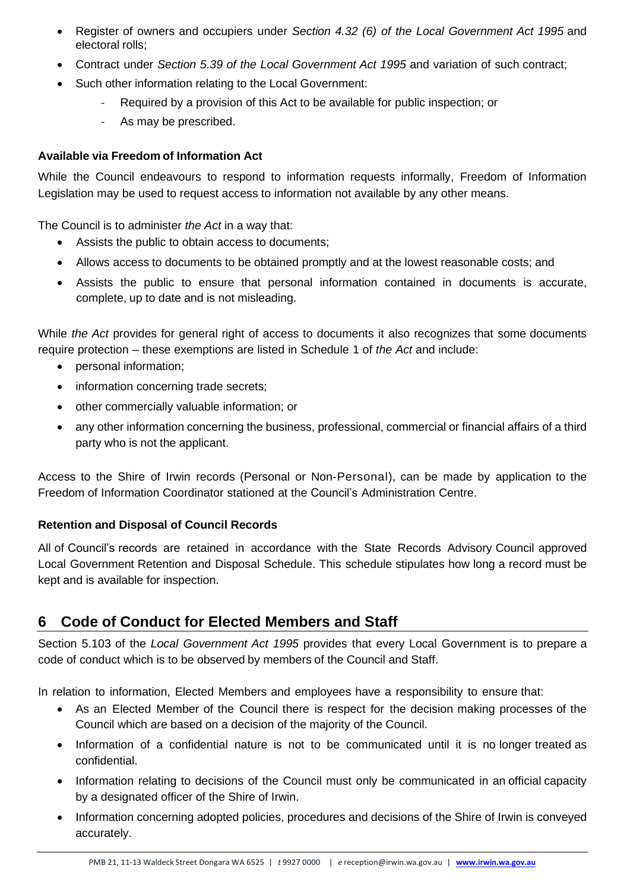- Register of owners and occupiers under *Section 4.32 (6) of the Local Government Act 1995* and electoral rolls;
- Contract under *Section 5.39 of the Local Government Act 1995* and variation of such contract;
- Such other information relating to the Local Government:
  - Required by a provision of this Act to be available for public inspection; or
  - As may be prescribed.

**Available via Freedom of Information Act**

While the Council endeavours to respond to information requests informally, Freedom of Information Legislation may be used to request access to information not available by any other means.

The Council is to administer *the Act* in a way that:

- Assists the public to obtain access to documents;
- Allows access to documents to be obtained promptly and at the lowest reasonable costs; and
- Assists the public to ensure that personal information contained in documents is accurate, complete, up to date and is not misleading.

While *the Act* provides for general right of access to documents it also recognizes that some documents require protection – these exemptions are listed in Schedule 1 of *the Act* and include:

- personal information;
- information concerning trade secrets;
- other commercially valuable information; or
- any other information concerning the business, professional, commercial or financial affairs of a third party who is not the applicant.

Access to the Shire of Irwin records (Personal or Non-Personal), can be made by application to the Freedom of Information Coordinator stationed at the Council's Administration Centre.

**Retention and Disposal of Council Records**

All of Council's records are retained in accordance with the State Records Advisory Council approved Local Government Retention and Disposal Schedule. This schedule stipulates how long a record must be kept and is available for inspection.

## 6 Code of Conduct for Elected Members and Staff

Section 5.103 of the *Local Government Act 1995* provides that every Local Government is to prepare a code of conduct which is to be observed by members of the Council and Staff.

In relation to information, Elected Members and employees have a responsibility to ensure that:

- As an Elected Member of the Council there is respect for the decision making processes of the Council which are based on a decision of the majority of the Council.
- Information of a confidential nature is not to be communicated until it is no longer treated as confidential.
- Information relating to decisions of the Council must only be communicated in an official capacity by a designated officer of the Shire of Irwin.
- Information concerning adopted policies, procedures and decisions of the Shire of Irwin is conveyed accurately.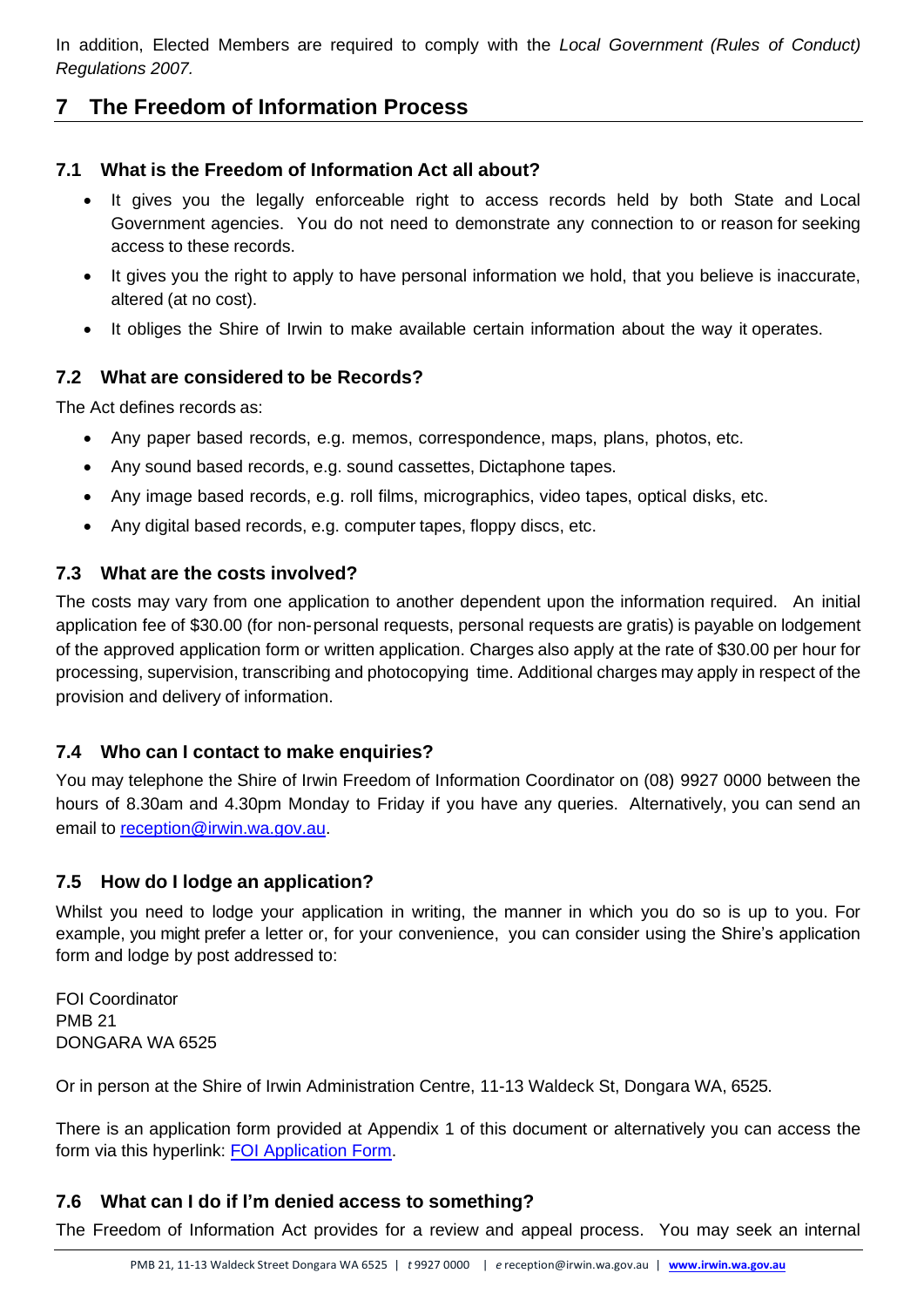In addition, Elected Members are required to comply with the *Local Government (Rules of Conduct) Regulations 2007.*

## 7 The Freedom of Information Process

### 7.1 What is the Freedom of Information Act all about?

- It gives you the legally enforceable right to access records held by both State and Local Government agencies. You do not need to demonstrate any connection to or reason for seeking access to these records.
- It gives you the right to apply to have personal information we hold, that you believe is inaccurate, altered (at no cost).
- It obliges the Shire of Irwin to make available certain information about the way it operates.

### 7.2 What are considered to be Records?

The Act defines records as:

- Any paper based records, e.g. memos, correspondence, maps, plans, photos, etc.
- Any sound based records, e.g. sound cassettes, Dictaphone tapes.
- Any image based records, e.g. roll films, micrographics, video tapes, optical disks, etc.
- Any digital based records, e.g. computer tapes, floppy discs, etc.

### 7.3 What are the costs involved?

The costs may vary from one application to another dependent upon the information required. An initial application fee of $30.00 (for non-personal requests, personal requests are gratis) is payable on lodgement of the approved application form or written application. Charges also apply at the rate of $30.00 per hour for processing, supervision, transcribing and photocopying time. Additional charges may apply in respect of the provision and delivery of information.

### 7.4 Who can I contact to make enquiries?

You may telephone the Shire of Irwin Freedom of Information Coordinator on (08) 9927 0000 between the hours of 8.30am and 4.30pm Monday to Friday if you have any queries. Alternatively, you can send an email to [reception@irwin.wa.gov.au](mailto:reception@irwin.wa.gov.au).

### 7.5 How do I lodge an application?

Whilst you need to lodge your application in writing, the manner in which you do so is up to you. For example, you might prefer a letter or, for your convenience, you can consider using the Shire's application form and lodge by post addressed to:

FOI Coordinator
PMB 21
DONGARA WA 6525

Or in person at the Shire of Irwin Administration Centre, 11-13 Waldeck St, Dongara WA, 6525.

There is an application form provided at Appendix 1 of this document or alternatively you can access the form via this hyperlink: [FOI Application Form](#).

### 7.6 What can I do if I'm denied access to something?

The Freedom of Information Act provides for a review and appeal process. You may seek an internal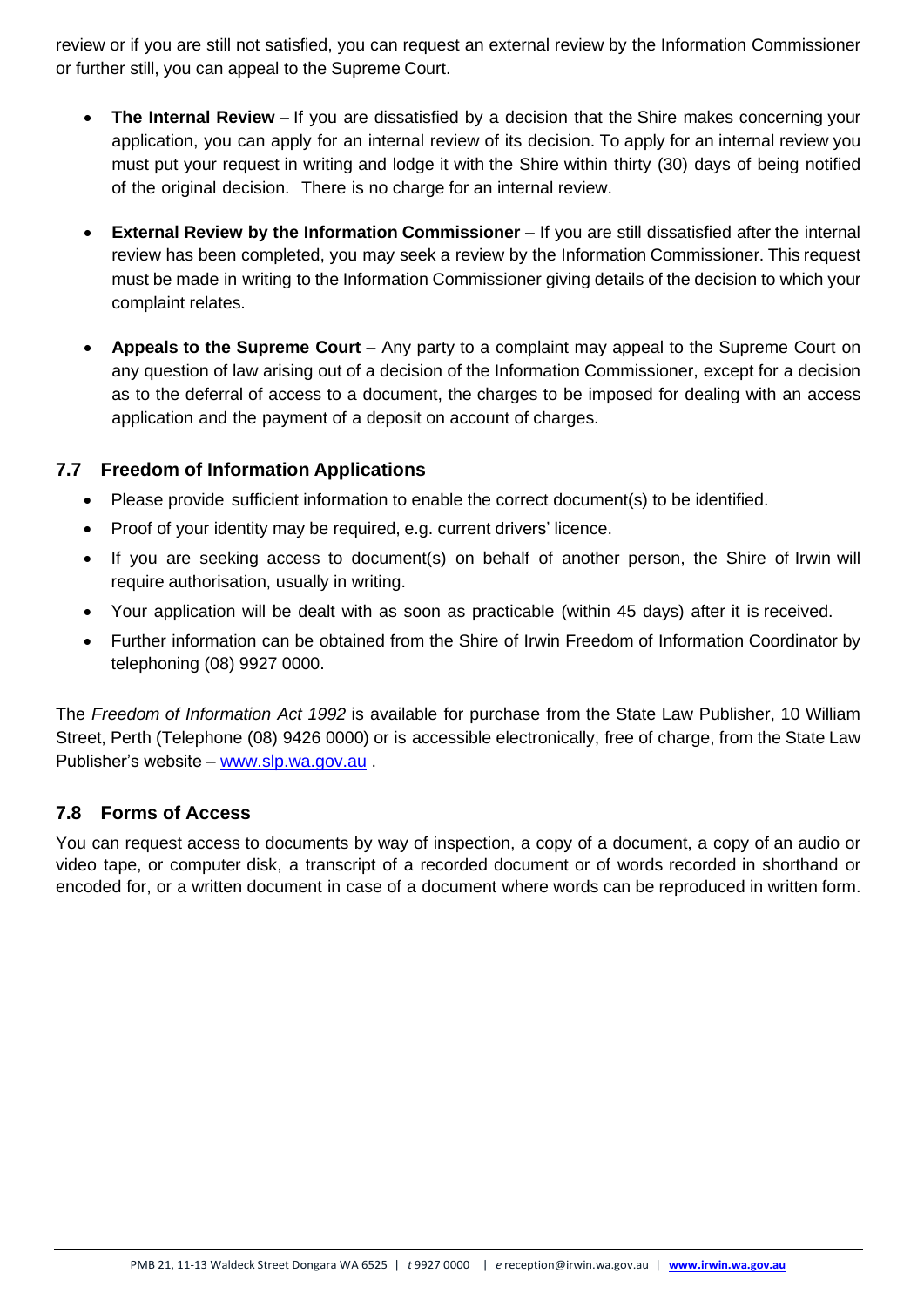review or if you are still not satisfied, you can request an external review by the Information Commissioner or further still, you can appeal to the Supreme Court.

- **The Internal Review** – If you are dissatisfied by a decision that the Shire makes concerning your application, you can apply for an internal review of its decision. To apply for an internal review you must put your request in writing and lodge it with the Shire within thirty (30) days of being notified of the original decision. There is no charge for an internal review.
- **External Review by the Information Commissioner** – If you are still dissatisfied after the internal review has been completed, you may seek a review by the Information Commissioner. This request must be made in writing to the Information Commissioner giving details of the decision to which your complaint relates.
- **Appeals to the Supreme Court** – Any party to a complaint may appeal to the Supreme Court on any question of law arising out of a decision of the Information Commissioner, except for a decision as to the deferral of access to a document, the charges to be imposed for dealing with an access application and the payment of a deposit on account of charges.

## 7.7 Freedom of Information Applications

- Please provide sufficient information to enable the correct document(s) to be identified.
- Proof of your identity may be required, e.g. current drivers' licence.
- If you are seeking access to document(s) on behalf of another person, the Shire of Irwin will require authorisation, usually in writing.
- Your application will be dealt with as soon as practicable (within 45 days) after it is received.
- Further information can be obtained from the Shire of Irwin Freedom of Information Coordinator by telephoning (08) 9927 0000.

The *Freedom of Information Act 1992* is available for purchase from the State Law Publisher, 10 William Street, Perth (Telephone (08) 9426 0000) or is accessible electronically, free of charge, from the State Law Publisher's website – www.slp.wa.gov.au .

## 7.8 Forms of Access

You can request access to documents by way of inspection, a copy of a document, a copy of an audio or video tape, or computer disk, a transcript of a recorded document or of words recorded in shorthand or encoded for, or a written document in case of a document where words can be reproduced in written form.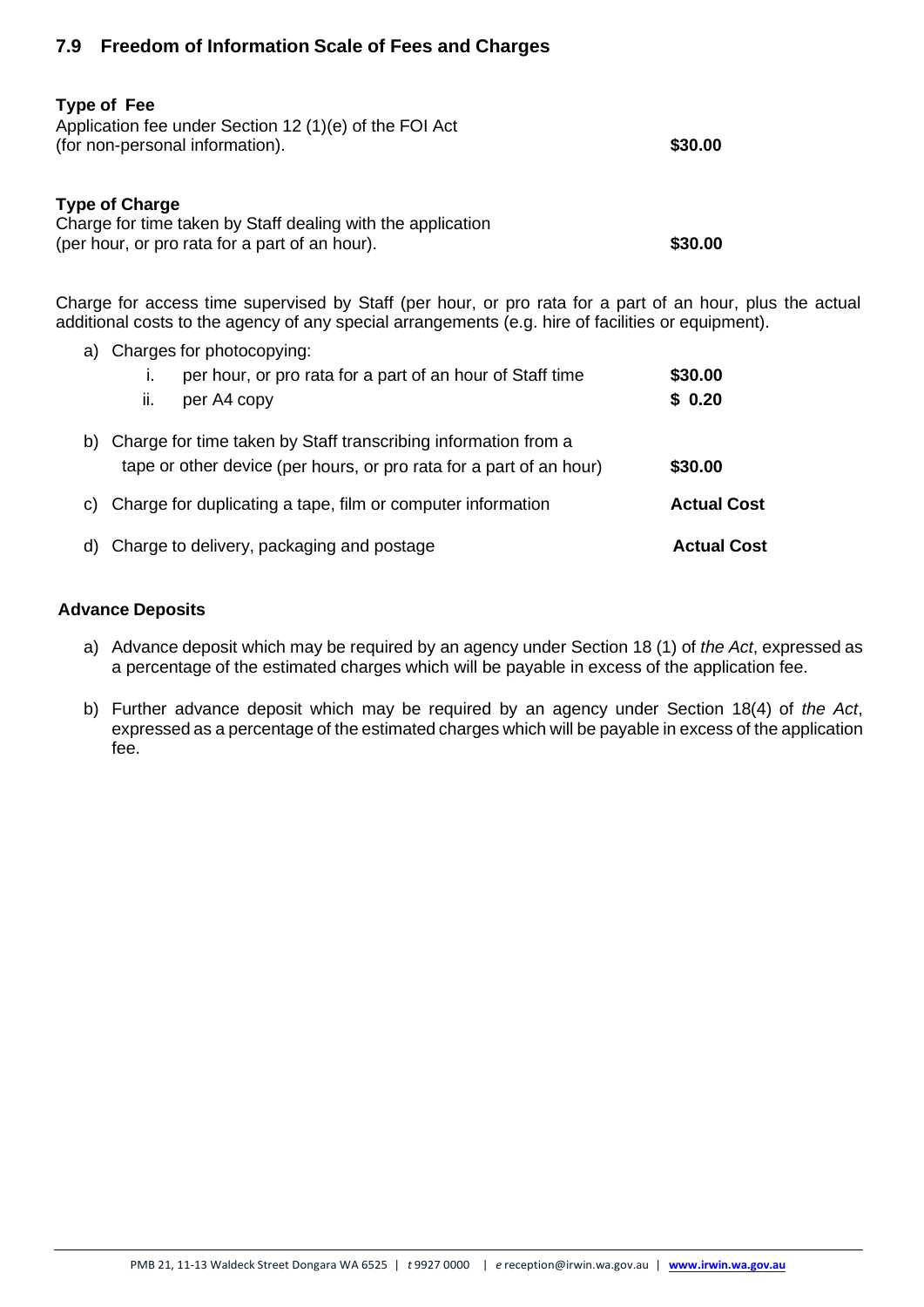## 7.9 Freedom of Information Scale of Fees and Charges

**Type of Fee**

| Type of Fee | |
|---|---|
| Application fee under Section 12 (1)(e) of the FOI Act (for non-personal information). | **$30.00** |

**Type of Charge**

| Type of Charge | |
|---|---|
| Charge for time taken by Staff dealing with the application (per hour, or pro rata for a part of an hour). | **$30.00** |

Charge for access time supervised by Staff (per hour, or pro rata for a part of an hour, plus the actual additional costs to the agency of any special arrangements (e.g. hire of facilities or equipment).

a) Charges for photocopying:
   - i. per hour, or pro rata for a part of an hour of Staff time — **$30.00**
   - ii. per A4 copy — **$ 0.20**

b) Charge for time taken by Staff transcribing information from a tape or other device (per hours, or pro rata for a part of an hour) — **$30.00**

c) Charge for duplicating a tape, film or computer information — **Actual Cost**

d) Charge to delivery, packaging and postage — **Actual Cost**

**Advance Deposits**

a) Advance deposit which may be required by an agency under Section 18 (1) of *the Act*, expressed as a percentage of the estimated charges which will be payable in excess of the application fee.

b) Further advance deposit which may be required by an agency under Section 18(4) of *the Act*, expressed as a percentage of the estimated charges which will be payable in excess of the application fee.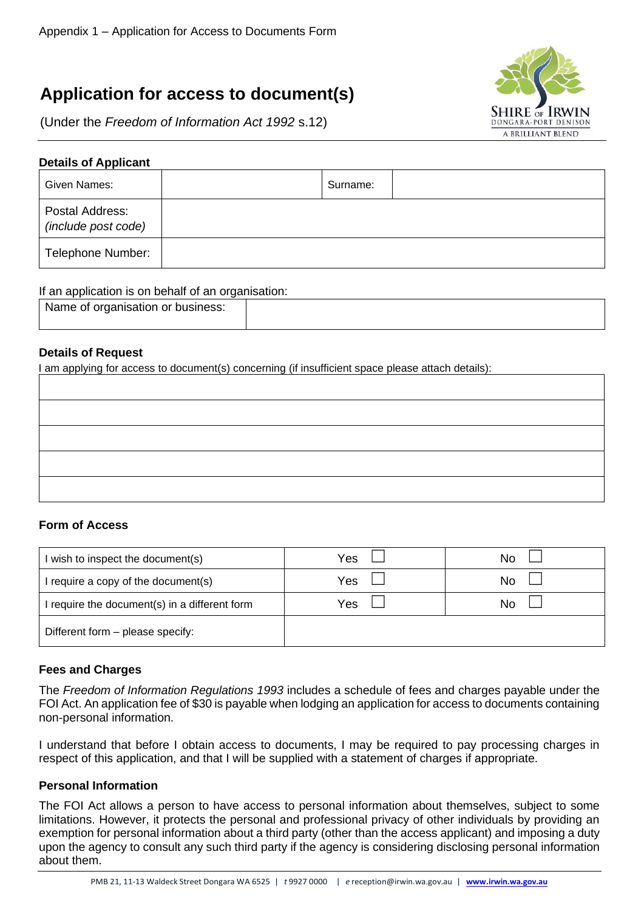Appendix 1 – Application for Access to Documents Form

# Application for access to document(s)

(Under the *Freedom of Information Act 1992* s.12)

### Details of Applicant

| Given Names: | | Surname: | |
|---|---|---|---|
| Postal Address: *(include post code)* | | | |
| Telephone Number: | | | |

If an application is on behalf of an organisation:

| Name of organisation or business: | |
|---|---|

### Details of Request

I am applying for access to document(s) concerning (if insufficient space please attach details):

| |
|---|
| |
| |
| |
| |
| |

### Form of Access

| | | |
|---|---|---|
| I wish to inspect the document(s) | Yes ☐ | No ☐ |
| I require a copy of the document(s) | Yes ☐ | No ☐ |
| I require the document(s) in a different form | Yes ☐ | No ☐ |
| Different form – please specify: | | |

### Fees and Charges

The *Freedom of Information Regulations 1993* includes a schedule of fees and charges payable under the FOI Act. An application fee of $30 is payable when lodging an application for access to documents containing non-personal information.

I understand that before I obtain access to documents, I may be required to pay processing charges in respect of this application, and that I will be supplied with a statement of charges if appropriate.

### Personal Information

The FOI Act allows a person to have access to personal information about themselves, subject to some limitations. However, it protects the personal and professional privacy of other individuals by providing an exemption for personal information about a third party (other than the access applicant) and imposing a duty upon the agency to consult any such third party if the agency is considering disclosing personal information about them.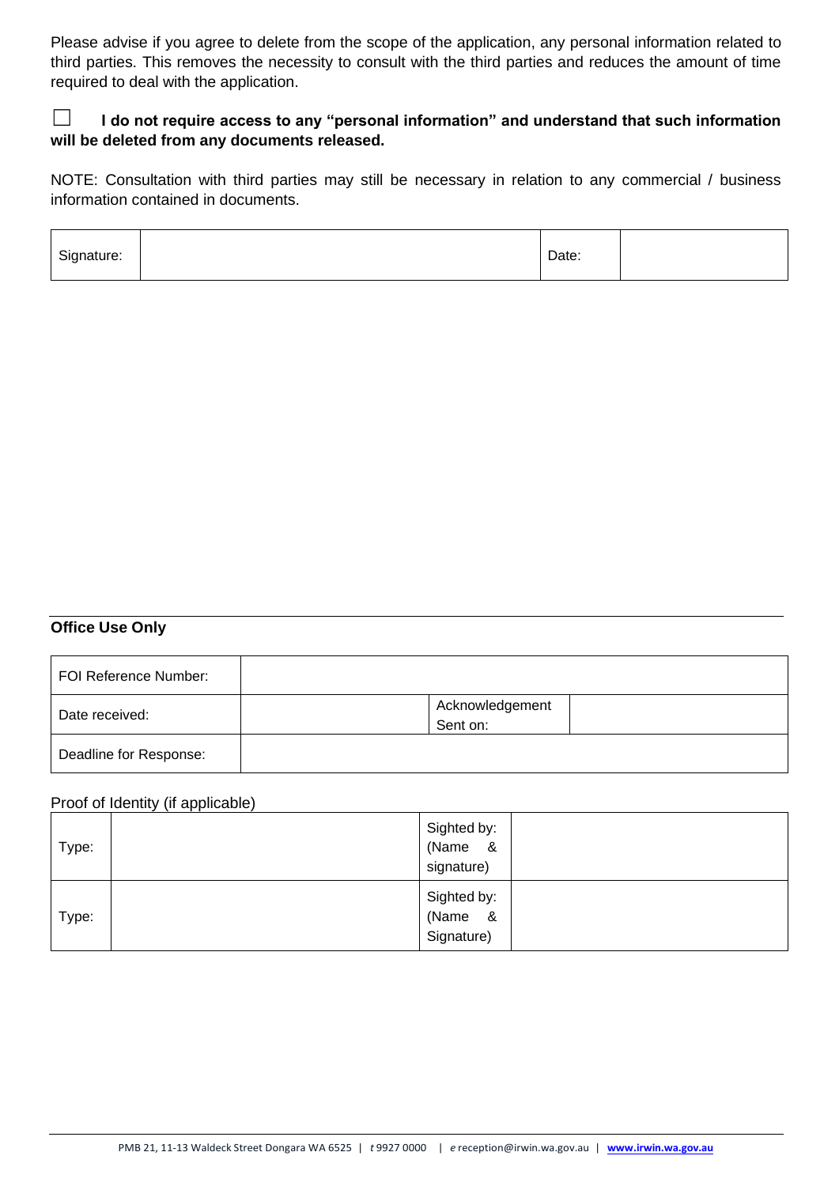Please advise if you agree to delete from the scope of the application, any personal information related to third parties. This removes the necessity to consult with the third parties and reduces the amount of time required to deal with the application.

☐ **I do not require access to any "personal information" and understand that such information will be deleted from any documents released.**

NOTE: Consultation with third parties may still be necessary in relation to any commercial / business information contained in documents.

| | | | |
|---|---|---|---|
| Signature: | | Date: | |

---

**Office Use Only**

| | | | |
|---|---|---|---|
| FOI Reference Number: | | | |
| Date received: | | Acknowledgement Sent on: | |
| Deadline for Response: | | | |

Proof of Identity (if applicable)

| | | | |
|---|---|---|---|
| Type: | | Sighted by: (Name & signature) | |
| Type: | | Sighted by: (Name & Signature) | |